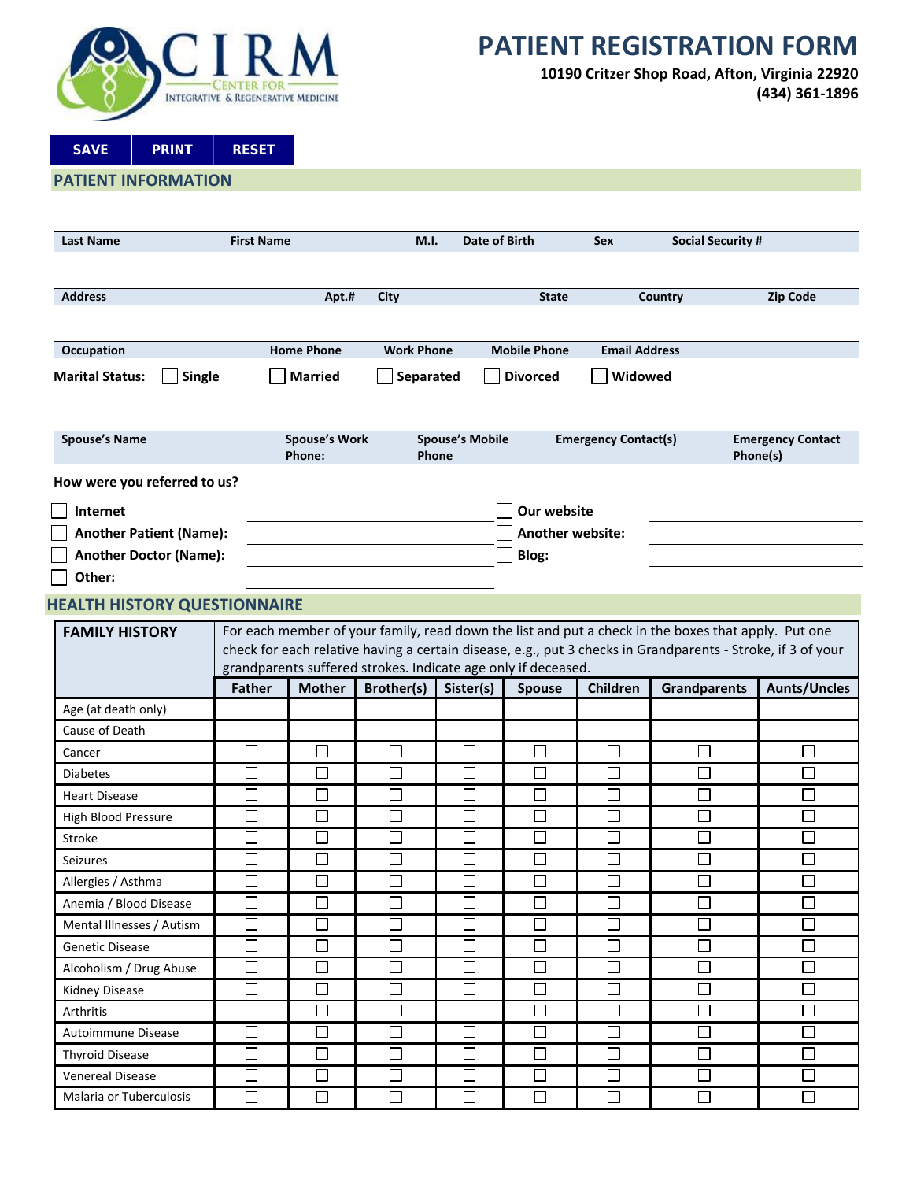# PATIENT REGISTRATION FORM

**10190 Critzer Shop Road, Afton, Virginia 22920**
**(434) 361-1896**

CIRM — Center for Integrative & Regenerative Medicine

**SAVE** | **PRINT** | **RESET**

## PATIENT INFORMATION

| Last Name | First Name | M.I. | Date of Birth | Sex | Social Security # |
|---|---|---|---|---|---|
| | | | | | |

| Address | Apt.# | City | State | Country | Zip Code |
|---|---|---|---|---|---|
| | | | | | |

| Occupation | Home Phone | Work Phone | Mobile Phone | Email Address |
|---|---|---|---|---|
| | | | | |

**Marital Status:** ☐ **Single** ☐ **Married** ☐ **Separated** ☐ **Divorced** ☐ **Widowed**

| Spouse's Name | Spouse's Work Phone: | Spouse's Mobile Phone | Emergency Contact(s) | Emergency Contact Phone(s) |
|---|---|---|---|---|
| | | | | |

**How were you referred to us?**

- ☐ **Internet** ______________________ ☐ **Our website** ______________________
- ☐ **Another Patient (Name):** ______________________ ☐ **Another website:** ______________________
- ☐ **Another Doctor (Name):** ______________________ ☐ **Blog:** ______________________
- ☐ **Other:** ______________________

## HEALTH HISTORY QUESTIONNAIRE

**FAMILY HISTORY**

For each member of your family, read down the list and put a check in the boxes that apply. Put one check for each relative having a certain disease, e.g., put 3 checks in Grandparents - Stroke, if 3 of your grandparents suffered strokes. Indicate age only if deceased.

| | Father | Mother | Brother(s) | Sister(s) | Spouse | Children | Grandparents | Aunts/Uncles |
|---|---|---|---|---|---|---|---|---|
| Age (at death only) | | | | | | | | |
| Cause of Death | | | | | | | | |
| Cancer | ☐ | ☐ | ☐ | ☐ | ☐ | ☐ | ☐ | ☐ |
| Diabetes | ☐ | ☐ | ☐ | ☐ | ☐ | ☐ | ☐ | ☐ |
| Heart Disease | ☐ | ☐ | ☐ | ☐ | ☐ | ☐ | ☐ | ☐ |
| High Blood Pressure | ☐ | ☐ | ☐ | ☐ | ☐ | ☐ | ☐ | ☐ |
| Stroke | ☐ | ☐ | ☐ | ☐ | ☐ | ☐ | ☐ | ☐ |
| Seizures | ☐ | ☐ | ☐ | ☐ | ☐ | ☐ | ☐ | ☐ |
| Allergies / Asthma | ☐ | ☐ | ☐ | ☐ | ☐ | ☐ | ☐ | ☐ |
| Anemia / Blood Disease | ☐ | ☐ | ☐ | ☐ | ☐ | ☐ | ☐ | ☐ |
| Mental Illnesses / Autism | ☐ | ☐ | ☐ | ☐ | ☐ | ☐ | ☐ | ☐ |
| Genetic Disease | ☐ | ☐ | ☐ | ☐ | ☐ | ☐ | ☐ | ☐ |
| Alcoholism / Drug Abuse | ☐ | ☐ | ☐ | ☐ | ☐ | ☐ | ☐ | ☐ |
| Kidney Disease | ☐ | ☐ | ☐ | ☐ | ☐ | ☐ | ☐ | ☐ |
| Arthritis | ☐ | ☐ | ☐ | ☐ | ☐ | ☐ | ☐ | ☐ |
| Autoimmune Disease | ☐ | ☐ | ☐ | ☐ | ☐ | ☐ | ☐ | ☐ |
| Thyroid Disease | ☐ | ☐ | ☐ | ☐ | ☐ | ☐ | ☐ | ☐ |
| Venereal Disease | ☐ | ☐ | ☐ | ☐ | ☐ | ☐ | ☐ | ☐ |
| Malaria or Tuberculosis | ☐ | ☐ | ☐ | ☐ | ☐ | ☐ | ☐ | ☐ |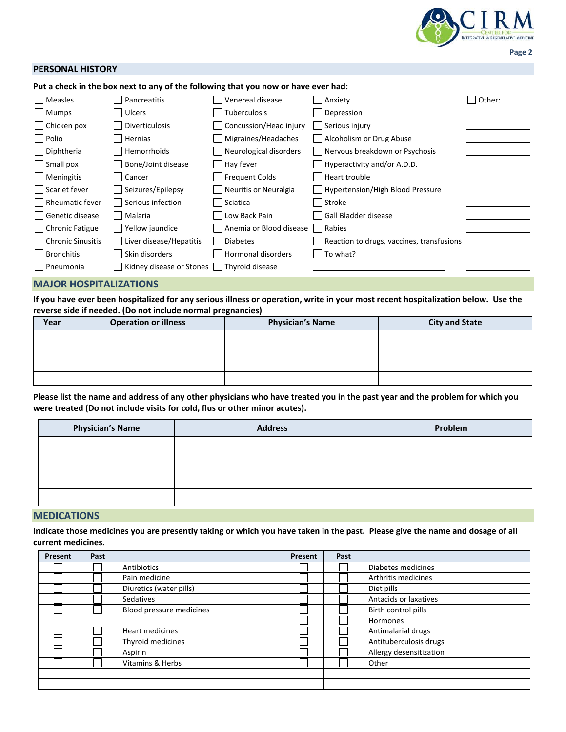## PERSONAL HISTORY

**Put a check in the box next to any of the following that you now or have ever had:**

| | | | | |
|---|---|---|---|---|
| ☐ Measles | ☐ Pancreatitis | ☐ Venereal disease | ☐ Anxiety | ☐ Other: |
| ☐ Mumps | ☐ Ulcers | ☐ Tuberculosis | ☐ Depression | ______ |
| ☐ Chicken pox | ☐ Diverticulosis | ☐ Concussion/Head injury | ☐ Serious injury | ______ |
| ☐ Polio | ☐ Hernias | ☐ Migraines/Headaches | ☐ Alcoholism or Drug Abuse | ______ |
| ☐ Diphtheria | ☐ Hemorrhoids | ☐ Neurological disorders | ☐ Nervous breakdown or Psychosis | ______ |
| ☐ Small pox | ☐ Bone/Joint disease | ☐ Hay fever | ☐ Hyperactivity and/or A.D.D. | ______ |
| ☐ Meningitis | ☐ Cancer | ☐ Frequent Colds | ☐ Heart trouble | ______ |
| ☐ Scarlet fever | ☐ Seizures/Epilepsy | ☐ Neuritis or Neuralgia | ☐ Hypertension/High Blood Pressure | ______ |
| ☐ Rheumatic fever | ☐ Serious infection | ☐ Sciatica | ☐ Stroke | ______ |
| ☐ Genetic disease | ☐ Malaria | ☐ Low Back Pain | ☐ Gall Bladder disease | ______ |
| ☐ Chronic Fatigue | ☐ Yellow jaundice | ☐ Anemia or Blood disease | ☐ Rabies | ______ |
| ☐ Chronic Sinusitis | ☐ Liver disease/Hepatitis | ☐ Diabetes | ☐ Reaction to drugs, vaccines, transfusions | ______ |
| ☐ Bronchitis | ☐ Skin disorders | ☐ Hormonal disorders | ☐ To what? | ______ |
| ☐ Pneumonia | ☐ Kidney disease or Stones | ☐ Thyroid disease | ______ | ______ |

## MAJOR HOSPITALIZATIONS

**If you have ever been hospitalized for any serious illness or operation, write in your most recent hospitalization below. Use the reverse side if needed. (Do not include normal pregnancies)**

| Year | Operation or illness | Physician's Name | City and State |
|---|---|---|---|
| | | | |
| | | | |
| | | | |
| | | | |

**Please list the name and address of any other physicians who have treated you in the past year and the problem for which you were treated (Do not include visits for cold, flus or other minor acutes).**

| Physician's Name | Address | Problem |
|---|---|---|
| | | |
| | | |
| | | |
| | | |

## MEDICATIONS

**Indicate those medicines you are presently taking or which you have taken in the past. Please give the name and dosage of all current medicines.**

| Present | Past | | Present | Past | |
|---|---|---|---|---|---|
| ☐ | ☐ | Antibiotics | ☐ | ☐ | Diabetes medicines |
| ☐ | ☐ | Pain medicine | ☐ | ☐ | Arthritis medicines |
| ☐ | ☐ | Diuretics (water pills) | ☐ | ☐ | Diet pills |
| ☐ | ☐ | Sedatives | ☐ | ☐ | Antacids or laxatives |
| ☐ | ☐ | Blood pressure medicines | ☐ | ☐ | Birth control pills |
| | | | ☐ | ☐ | Hormones |
| ☐ | ☐ | Heart medicines | ☐ | ☐ | Antimalarial drugs |
| ☐ | ☐ | Thyroid medicines | ☐ | ☐ | Antituberculosis drugs |
| ☐ | ☐ | Aspirin | ☐ | ☐ | Allergy desensitization |
| ☐ | ☐ | Vitamins & Herbs | ☐ | ☐ | Other |
| | | | | | |
| | | | | | |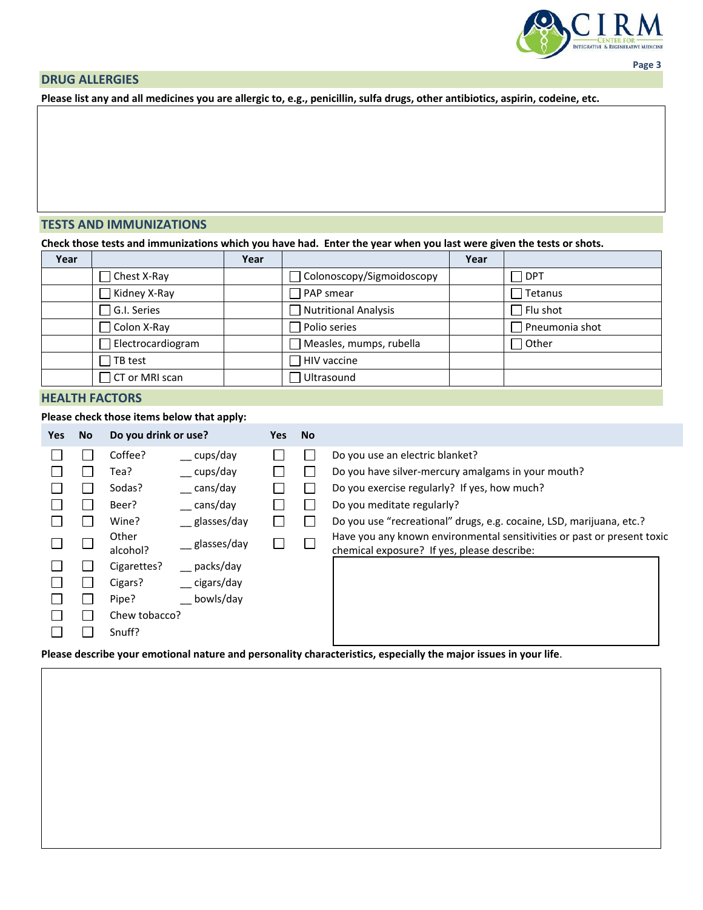## DRUG ALLERGIES

**Please list any and all medicines you are allergic to, e.g., penicillin, sulfa drugs, other antibiotics, aspirin, codeine, etc.**

## TESTS AND IMMUNIZATIONS

**Check those tests and immunizations which you have had. Enter the year when you last were given the tests or shots.**

| Year | | Year | | Year | |
|---|---|---|---|---|---|
| | ☐ Chest X-Ray | | ☐ Colonoscopy/Sigmoidoscopy | | ☐ DPT |
| | ☐ Kidney X-Ray | | ☐ PAP smear | | ☐ Tetanus |
| | ☐ G.I. Series | | ☐ Nutritional Analysis | | ☐ Flu shot |
| | ☐ Colon X-Ray | | ☐ Polio series | | ☐ Pneumonia shot |
| | ☐ Electrocardiogram | | ☐ Measles, mumps, rubella | | ☐ Other |
| | ☐ TB test | | ☐ HIV vaccine | | |
| | ☐ CT or MRI scan | | ☐ Ultrasound | | |

## HEALTH FACTORS

**Please check those items below that apply:**

| Yes | No | Do you drink or use? | | Yes | No | |
|---|---|---|---|---|---|---|
| ☐ | ☐ | Coffee? | __ cups/day | ☐ | ☐ | Do you use an electric blanket? |
| ☐ | ☐ | Tea? | __ cups/day | ☐ | ☐ | Do you have silver-mercury amalgams in your mouth? |
| ☐ | ☐ | Sodas? | __ cans/day | ☐ | ☐ | Do you exercise regularly? If yes, how much? |
| ☐ | ☐ | Beer? | __ cans/day | ☐ | ☐ | Do you meditate regularly? |
| ☐ | ☐ | Wine? | __ glasses/day | ☐ | ☐ | Do you use "recreational" drugs, e.g. cocaine, LSD, marijuana, etc.? |
| ☐ | ☐ | Other alcohol? | __ glasses/day | ☐ | ☐ | Have you any known environmental sensitivities or past or present toxic chemical exposure? If yes, please describe: |
| ☐ | ☐ | Cigarettes? | __ packs/day | | | |
| ☐ | ☐ | Cigars? | __ cigars/day | | | |
| ☐ | ☐ | Pipe? | __ bowls/day | | | |
| ☐ | ☐ | Chew tobacco? | | | | |
| ☐ | ☐ | Snuff? | | | | |

**Please describe your emotional nature and personality characteristics, especially the major issues in your life**.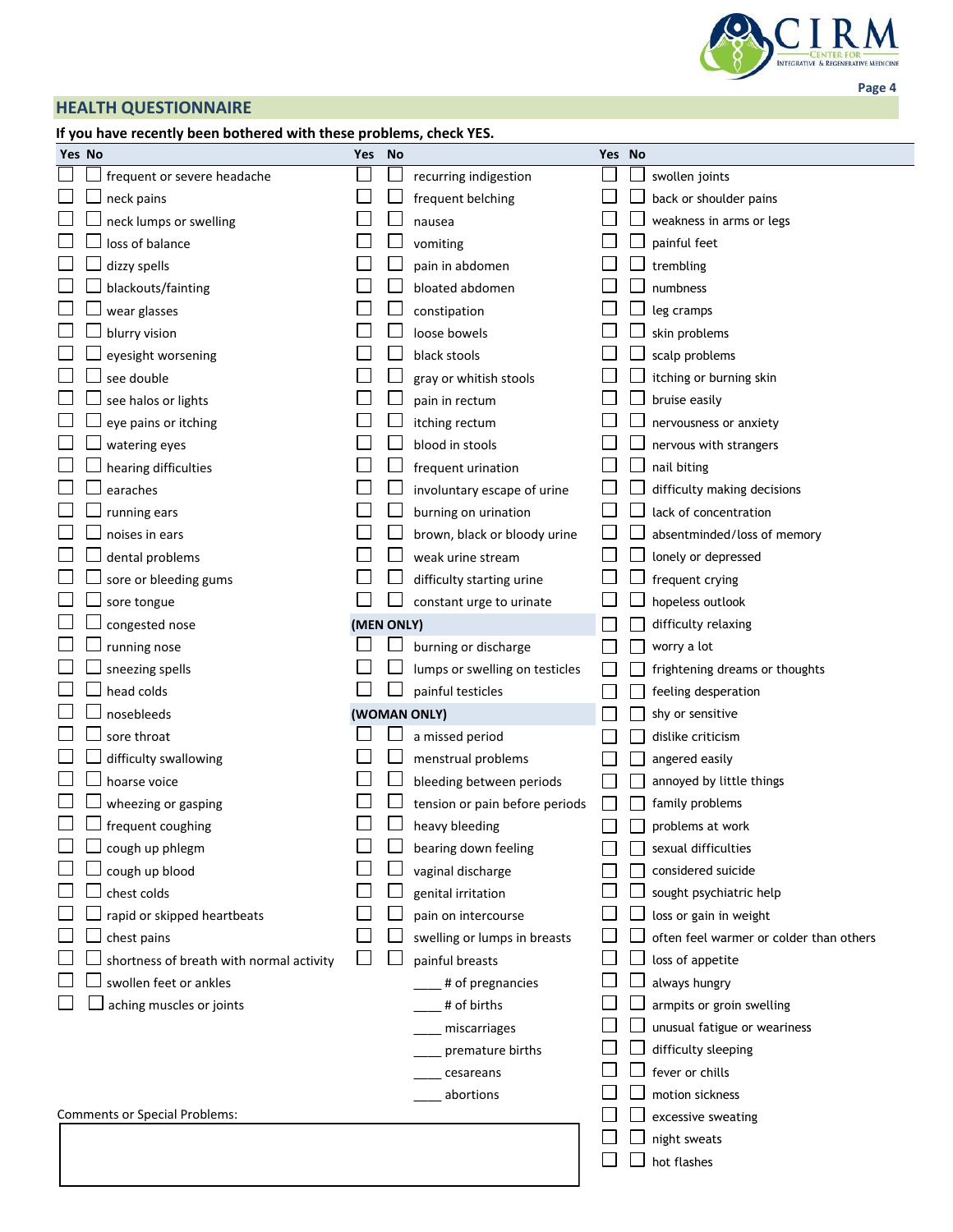## HEALTH QUESTIONNAIRE

**If you have recently been bothered with these problems, check YES.**

| Yes | No | | Yes | No | | Yes | No | |
|---|---|---|---|---|---|---|---|---|
| ☐ | ☐ | frequent or severe headache | ☐ | ☐ | recurring indigestion | ☐ | ☐ | swollen joints |
| ☐ | ☐ | neck pains | ☐ | ☐ | frequent belching | ☐ | ☐ | back or shoulder pains |
| ☐ | ☐ | neck lumps or swelling | ☐ | ☐ | nausea | ☐ | ☐ | weakness in arms or legs |
| ☐ | ☐ | loss of balance | ☐ | ☐ | vomiting | ☐ | ☐ | painful feet |
| ☐ | ☐ | dizzy spells | ☐ | ☐ | pain in abdomen | ☐ | ☐ | trembling |
| ☐ | ☐ | blackouts/fainting | ☐ | ☐ | bloated abdomen | ☐ | ☐ | numbness |
| ☐ | ☐ | wear glasses | ☐ | ☐ | constipation | ☐ | ☐ | leg cramps |
| ☐ | ☐ | blurry vision | ☐ | ☐ | loose bowels | ☐ | ☐ | skin problems |
| ☐ | ☐ | eyesight worsening | ☐ | ☐ | black stools | ☐ | ☐ | scalp problems |
| ☐ | ☐ | see double | ☐ | ☐ | gray or whitish stools | ☐ | ☐ | itching or burning skin |
| ☐ | ☐ | see halos or lights | ☐ | ☐ | pain in rectum | ☐ | ☐ | bruise easily |
| ☐ | ☐ | eye pains or itching | ☐ | ☐ | itching rectum | ☐ | ☐ | nervousness or anxiety |
| ☐ | ☐ | watering eyes | ☐ | ☐ | blood in stools | ☐ | ☐ | nervous with strangers |
| ☐ | ☐ | hearing difficulties | ☐ | ☐ | frequent urination | ☐ | ☐ | nail biting |
| ☐ | ☐ | earaches | ☐ | ☐ | involuntary escape of urine | ☐ | ☐ | difficulty making decisions |
| ☐ | ☐ | running ears | ☐ | ☐ | burning on urination | ☐ | ☐ | lack of concentration |
| ☐ | ☐ | noises in ears | ☐ | ☐ | brown, black or bloody urine | ☐ | ☐ | absentminded/loss of memory |
| ☐ | ☐ | dental problems | ☐ | ☐ | weak urine stream | ☐ | ☐ | lonely or depressed |
| ☐ | ☐ | sore or bleeding gums | ☐ | ☐ | difficulty starting urine | ☐ | ☐ | frequent crying |
| ☐ | ☐ | sore tongue | ☐ | ☐ | constant urge to urinate | ☐ | ☐ | hopeless outlook |
| ☐ | ☐ | congested nose | | | **(MEN ONLY)** | ☐ | ☐ | difficulty relaxing |
| ☐ | ☐ | running nose | ☐ | ☐ | burning or discharge | ☐ | ☐ | worry a lot |
| ☐ | ☐ | sneezing spells | ☐ | ☐ | lumps or swelling on testicles | ☐ | ☐ | frightening dreams or thoughts |
| ☐ | ☐ | head colds | ☐ | ☐ | painful testicles | ☐ | ☐ | feeling desperation |
| ☐ | ☐ | nosebleeds | | | **(WOMAN ONLY)** | ☐ | ☐ | shy or sensitive |
| ☐ | ☐ | sore throat | ☐ | ☐ | a missed period | ☐ | ☐ | dislike criticism |
| ☐ | ☐ | difficulty swallowing | ☐ | ☐ | menstrual problems | ☐ | ☐ | angered easily |
| ☐ | ☐ | hoarse voice | ☐ | ☐ | bleeding between periods | ☐ | ☐ | annoyed by little things |
| ☐ | ☐ | wheezing or gasping | ☐ | ☐ | tension or pain before periods | ☐ | ☐ | family problems |
| ☐ | ☐ | frequent coughing | ☐ | ☐ | heavy bleeding | ☐ | ☐ | problems at work |
| ☐ | ☐ | cough up phlegm | ☐ | ☐ | bearing down feeling | ☐ | ☐ | sexual difficulties |
| ☐ | ☐ | cough up blood | ☐ | ☐ | vaginal discharge | ☐ | ☐ | considered suicide |
| ☐ | ☐ | chest colds | ☐ | ☐ | genital irritation | ☐ | ☐ | sought psychiatric help |
| ☐ | ☐ | rapid or skipped heartbeats | ☐ | ☐ | pain on intercourse | ☐ | ☐ | loss or gain in weight |
| ☐ | ☐ | chest pains | ☐ | ☐ | swelling or lumps in breasts | ☐ | ☐ | often feel warmer or colder than others |
| ☐ | ☐ | shortness of breath with normal activity | ☐ | ☐ | painful breasts | ☐ | ☐ | loss of appetite |
| ☐ | ☐ | swollen feet or ankles | | | ____ # of pregnancies | ☐ | ☐ | always hungry |
| ☐ | ☐ | aching muscles or joints | | | ____ # of births | ☐ | ☐ | armpits or groin swelling |
| | | | | | ____ miscarriages | ☐ | ☐ | unusual fatigue or weariness |
| | | | | | ____ premature births | ☐ | ☐ | difficulty sleeping |
| | | | | | ____ cesareans | ☐ | ☐ | fever or chills |
| | | | | | ____ abortions | ☐ | ☐ | motion sickness |
| | | | | | | ☐ | ☐ | excessive sweating |
| | | | | | | ☐ | ☐ | night sweats |
| | | | | | | ☐ | ☐ | hot flashes |

Comments or Special Problems:

&nbsp;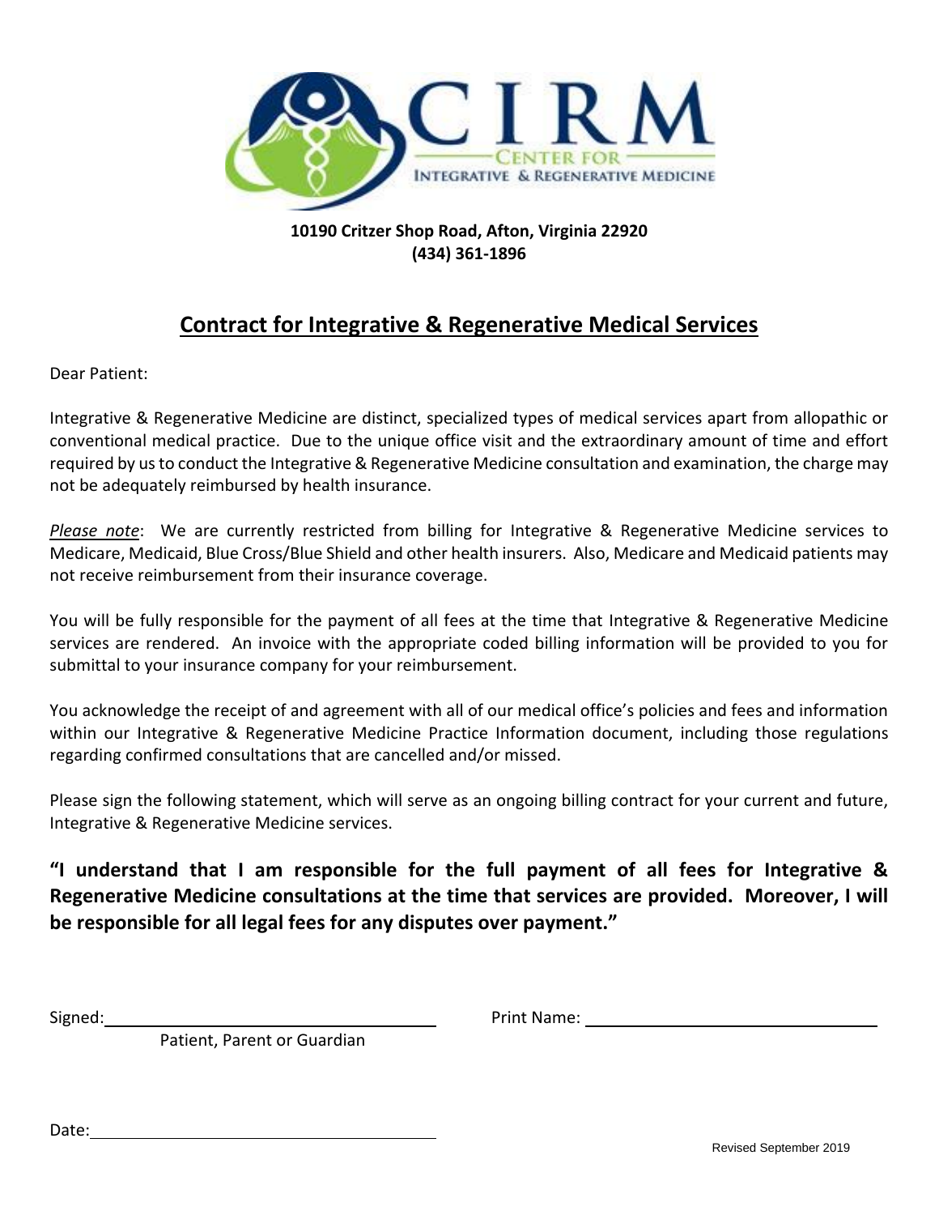CIRM

CENTER FOR INTEGRATIVE & REGENERATIVE MEDICINE

**10190 Critzer Shop Road, Afton, Virginia 22920**
**(434) 361-1896**

## Contract for Integrative & Regenerative Medical Services

Dear Patient:

Integrative & Regenerative Medicine are distinct, specialized types of medical services apart from allopathic or conventional medical practice. Due to the unique office visit and the extraordinary amount of time and effort required by us to conduct the Integrative & Regenerative Medicine consultation and examination, the charge may not be adequately reimbursed by health insurance.

*Please note*: We are currently restricted from billing for Integrative & Regenerative Medicine services to Medicare, Medicaid, Blue Cross/Blue Shield and other health insurers. Also, Medicare and Medicaid patients may not receive reimbursement from their insurance coverage.

You will be fully responsible for the payment of all fees at the time that Integrative & Regenerative Medicine services are rendered. An invoice with the appropriate coded billing information will be provided to you for submittal to your insurance company for your reimbursement.

You acknowledge the receipt of and agreement with all of our medical office's policies and fees and information within our Integrative & Regenerative Medicine Practice Information document, including those regulations regarding confirmed consultations that are cancelled and/or missed.

Please sign the following statement, which will serve as an ongoing billing contract for your current and future, Integrative & Regenerative Medicine services.

**"I understand that I am responsible for the full payment of all fees for Integrative & Regenerative Medicine consultations at the time that services are provided. Moreover, I will be responsible for all legal fees for any disputes over payment."**

Signed: ______________________________ Print Name: ______________________________
Patient, Parent or Guardian

Date: ______________________________

Revised September 2019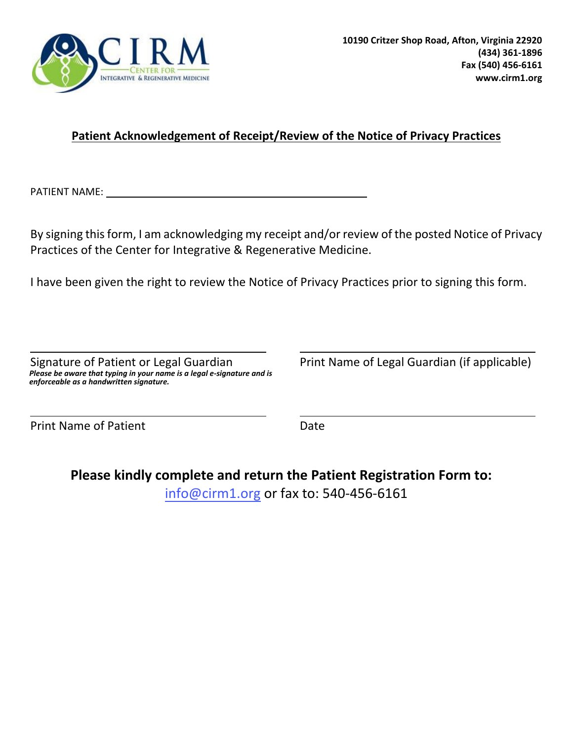CIRM
CENTER FOR
INTEGRATIVE & REGENERATIVE MEDICINE

**10190 Critzer Shop Road, Afton, Virginia 22920**
**(434) 361-1896**
**Fax (540) 456-6161**
**www.cirm1.org**

## Patient Acknowledgement of Receipt/Review of the Notice of Privacy Practices

PATIENT NAME: ______________________________________________

By signing this form, I am acknowledging my receipt and/or review of the posted Notice of Privacy Practices of the Center for Integrative & Regenerative Medicine.

I have been given the right to review the Notice of Privacy Practices prior to signing this form.

______________________________________________
Signature of Patient or Legal Guardian
***Please be aware that typing in your name is a legal e-signature and is enforceable as a handwritten signature.***

______________________________________________
Print Name of Legal Guardian (if applicable)

______________________________________________
Print Name of Patient

______________________________________________
Date

**Please kindly complete and return the Patient Registration Form to:**
info@cirm1.org or fax to: 540-456-6161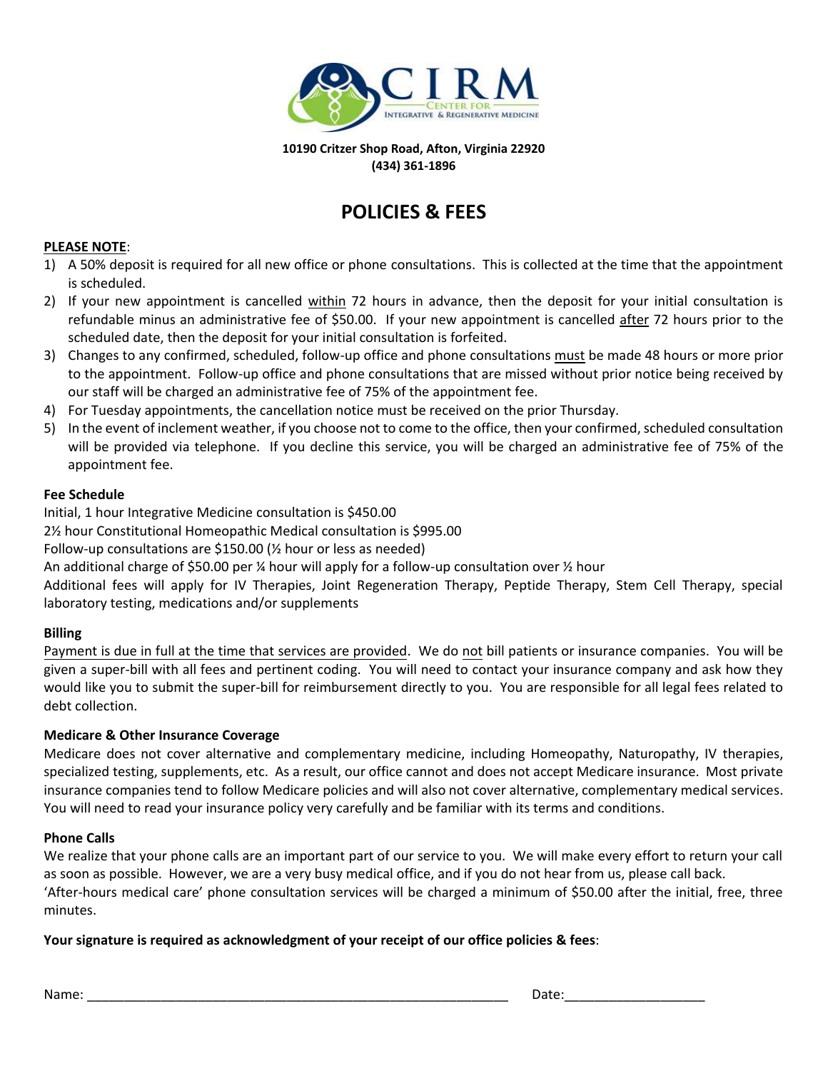CIRM
CENTER FOR INTEGRATIVE & REGENERATIVE MEDICINE

**10190 Critzer Shop Road, Afton, Virginia 22920**
**(434) 361-1896**

# POLICIES & FEES

**PLEASE NOTE**:

1) A 50% deposit is required for all new office or phone consultations. This is collected at the time that the appointment is scheduled.
2) If your new appointment is cancelled within 72 hours in advance, then the deposit for your initial consultation is refundable minus an administrative fee of $50.00. If your new appointment is cancelled after 72 hours prior to the scheduled date, then the deposit for your initial consultation is forfeited.
3) Changes to any confirmed, scheduled, follow-up office and phone consultations must be made 48 hours or more prior to the appointment. Follow-up office and phone consultations that are missed without prior notice being received by our staff will be charged an administrative fee of 75% of the appointment fee.
4) For Tuesday appointments, the cancellation notice must be received on the prior Thursday.
5) In the event of inclement weather, if you choose not to come to the office, then your confirmed, scheduled consultation will be provided via telephone. If you decline this service, you will be charged an administrative fee of 75% of the appointment fee.

**Fee Schedule**

Initial, 1 hour Integrative Medicine consultation is $450.00
2½ hour Constitutional Homeopathic Medical consultation is $995.00
Follow-up consultations are $150.00 (½ hour or less as needed)
An additional charge of $50.00 per ¼ hour will apply for a follow-up consultation over ½ hour
Additional fees will apply for IV Therapies, Joint Regeneration Therapy, Peptide Therapy, Stem Cell Therapy, special laboratory testing, medications and/or supplements

**Billing**

Payment is due in full at the time that services are provided. We do not bill patients or insurance companies. You will be given a super-bill with all fees and pertinent coding. You will need to contact your insurance company and ask how they would like you to submit the super-bill for reimbursement directly to you. You are responsible for all legal fees related to debt collection.

**Medicare & Other Insurance Coverage**

Medicare does not cover alternative and complementary medicine, including Homeopathy, Naturopathy, IV therapies, specialized testing, supplements, etc. As a result, our office cannot and does not accept Medicare insurance. Most private insurance companies tend to follow Medicare policies and will also not cover alternative, complementary medical services. You will need to read your insurance policy very carefully and be familiar with its terms and conditions.

**Phone Calls**

We realize that your phone calls are an important part of our service to you. We will make every effort to return your call as soon as possible. However, we are a very busy medical office, and if you do not hear from us, please call back.
'After-hours medical care' phone consultation services will be charged a minimum of $50.00 after the initial, free, three minutes.

**Your signature is required as acknowledgment of your receipt of our office policies & fees**:

Name: ____________________________________________________________ Date:___________________